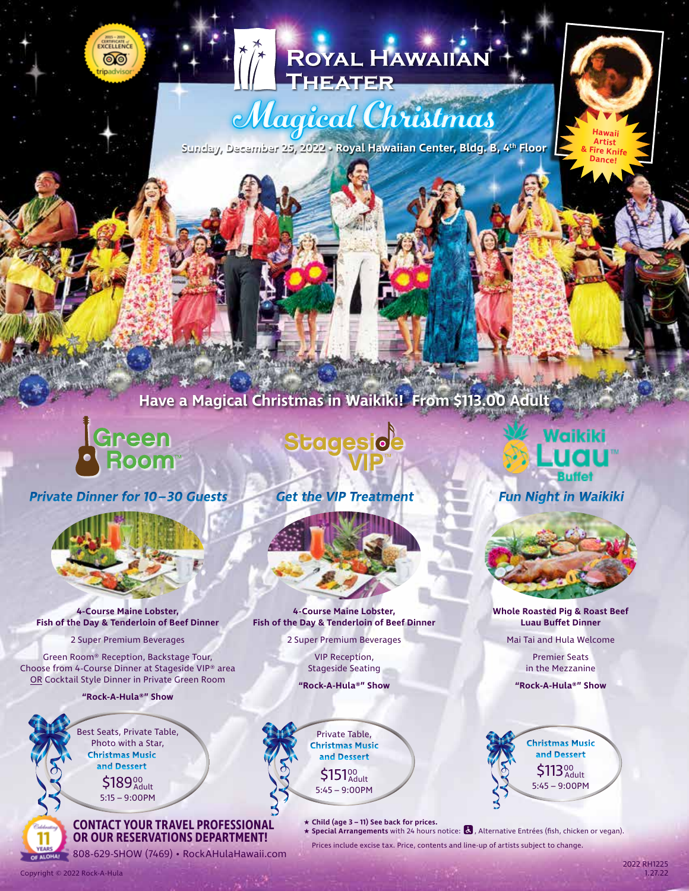# Royal Hawaiian Theater

## Magical Christmas

**Sunday, December 25, 2022 • Royal Hawaiian Center, Bldg. B, 4th Floor**

2015 – 2019 Certificate of Excellence tripadvisor

**Hawaii Artist & Fire Knife Dance!**

## Have a Magical Christmas in Waikiki! From $113.00 Adult

### Green Room™

***Private Dinner for 10–30 Guests***

**4-Course Maine Lobster, Fish of the Day & Tenderloin of Beef Dinner**

2 Super Premium Beverages

Green Room® Reception, Backstage Tour, Choose from 4-Course Dinner at Stageside VIP® area OR Cocktail Style Dinner in Private Green Room

**"Rock-A-Hula®" Show**

Best Seats, Private Table, Photo with a Star, **Christmas Music and Dessert**

$189.00 Adult

5:15 – 9:00PM

### Stageside VIP™

***Get the VIP Treatment***

**4-Course Maine Lobster, Fish of the Day & Tenderloin of Beef Dinner**

2 Super Premium Beverages

VIP Reception, Stageside Seating

**"Rock-A-Hula®" Show**

Private Table, **Christmas Music and Dessert**

$151.00 Adult

5:45 – 9:00PM

### Waikiki Luau™ Buffet

***Fun Night in Waikiki***

**Whole Roasted Pig & Roast Beef Luau Buffet Dinner**

Mai Tai and Hula Welcome

Premier Seats in the Mezzanine

**"Rock-A-Hula®" Show**

**Christmas Music and Dessert**

$113.00 Adult

5:45 – 9:00PM

---

Celebrating 11 Years of Aloha!

**CONTACT YOUR TRAVEL PROFESSIONAL OR OUR RESERVATIONS DEPARTMENT!**

808-629-SHOW (7469) • RockAHulaHawaii.com

★ **Child (age 3 – 11) See back for prices.**

★ **Special Arrangements** with 24 hours notice: ♿, Alternative Entrées (fish, chicken or vegan).

Prices include excise tax. Price, contents and line-up of artists subject to change.

Copyright © 2022 Rock-A-Hula

2022 RH1225
1.27.22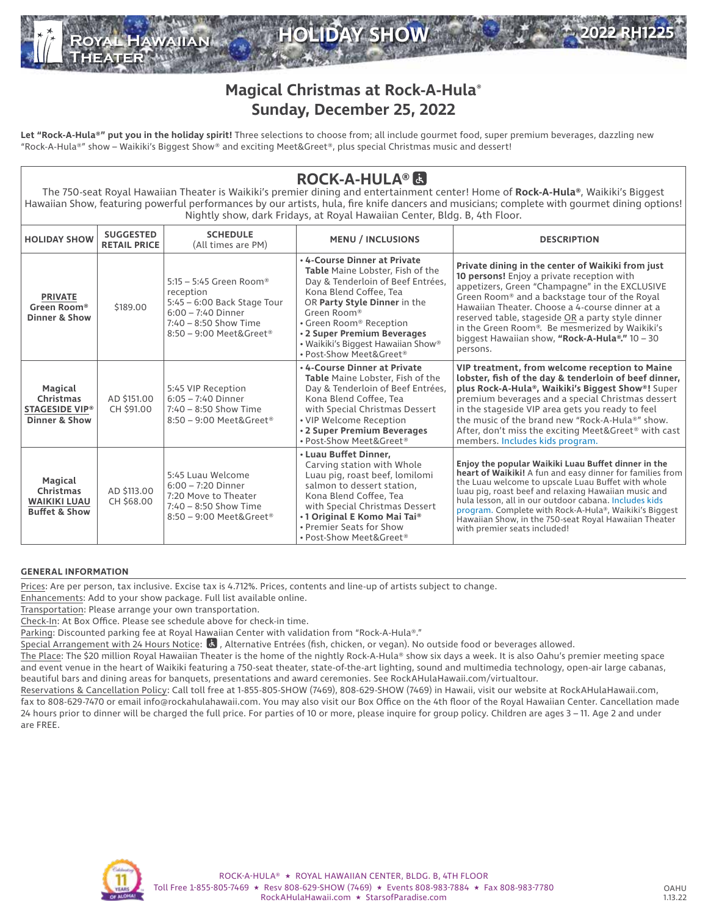# Magical Christmas at Rock-A-Hula®
## Sunday, December 25, 2022

**Let "Rock-A-Hula®" put you in the holiday spirit!** Three selections to choose from; all include gourmet food, super premium beverages, dazzling new "Rock-A-Hula®" show – Waikiki's Biggest Show® and exciting Meet&Greet®, plus special Christmas music and dessert!

## ROCK-A-HULA® ♿

The 750-seat Royal Hawaiian Theater is Waikiki's premier dining and entertainment center! Home of **Rock-A-Hula®**, Waikiki's Biggest Hawaiian Show, featuring powerful performances by our artists, hula, fire knife dancers and musicians; complete with gourmet dining options! Nightly show, dark Fridays, at Royal Hawaiian Center, Bldg. B, 4th Floor.

| HOLIDAY SHOW | SUGGESTED RETAIL PRICE | SCHEDULE (All times are PM) | MENU / INCLUSIONS | DESCRIPTION |
|---|---|---|---|---|
| **PRIVATE Green Room® Dinner & Show** | $189.00 | 5:15 – 5:45 Green Room® reception<br>5:45 – 6:00 Back Stage Tour<br>6:00 – 7:40 Dinner<br>7:40 – 8:50 Show Time<br>8:50 – 9:00 Meet&Greet® | • **4-Course Dinner at Private Table** Maine Lobster, Fish of the Day & Tenderloin of Beef Entrées, Kona Blend Coffee, Tea OR **Party Style Dinner** in the Green Room®<br>• Green Room® Reception<br>• **2 Super Premium Beverages**<br>• Waikiki's Biggest Hawaiian Show®<br>• Post-Show Meet&Greet® | **Private dining in the center of Waikiki from just 10 persons!** Enjoy a private reception with appetizers, Green "Champagne" in the EXCLUSIVE Green Room® and a backstage tour of the Royal Hawaiian Theater. Choose a 4-course dinner at a reserved table, stageside OR a party style dinner in the Green Room®. Be mesmerized by Waikiki's biggest Hawaiian show, **"Rock-A-Hula®."** 10 – 30 persons. |
| **Magical Christmas STAGESIDE VIP® Dinner & Show** | AD $151.00<br>CH $91.00 | 5:45 VIP Reception<br>6:05 – 7:40 Dinner<br>7:40 – 8:50 Show Time<br>8:50 – 9:00 Meet&Greet® | • **4-Course Dinner at Private Table** Maine Lobster, Fish of the Day & Tenderloin of Beef Entrées, Kona Blend Coffee, Tea with Special Christmas Dessert<br>• VIP Welcome Reception<br>• **2 Super Premium Beverages**<br>• Post-Show Meet&Greet® | **VIP treatment, from welcome reception to Maine lobster, fish of the day & tenderloin of beef dinner, plus Rock-A-Hula®, Waikiki's Biggest Show®!** Super premium beverages and a special Christmas dessert in the stageside VIP area gets you ready to feel the music of the brand new "Rock-A-Hula®" show. After, don't miss the exciting Meet&Greet® with cast members. Includes kids program. |
| **Magical Christmas WAIKIKI LUAU Buffet & Show** | AD $113.00<br>CH $68.00 | 5:45 Luau Welcome<br>6:00 – 7:20 Dinner<br>7:20 Move to Theater<br>7:40 – 8:50 Show Time<br>8:50 – 9:00 Meet&Greet® | • **Luau Buffet Dinner,** Carving station with Whole Luau pig, roast beef, lomilomi salmon to dessert station, Kona Blend Coffee, Tea with Special Christmas Dessert<br>• **1 Original E Komo Mai Tai®**<br>• Premier Seats for Show<br>• Post-Show Meet&Greet® | **Enjoy the popular Waikiki Luau Buffet dinner in the heart of Waikiki!** A fun and easy dinner for families from the Luau welcome to upscale Luau Buffet with whole luau pig, roast beef and relaxing Hawaiian music and hula lesson, all in our outdoor cabana. Includes kids program. Complete with Rock-A-Hula®, Waikiki's Biggest Hawaiian Show, in the 750-seat Royal Hawaiian Theater with premier seats included! |

### GENERAL INFORMATION

Prices: Are per person, tax inclusive. Excise tax is 4.712%. Prices, contents and line-up of artists subject to change.
Enhancements: Add to your show package. Full list available online.
Transportation: Please arrange your own transportation.
Check-In: At Box Office. Please see schedule above for check-in time.
Parking: Discounted parking fee at Royal Hawaiian Center with validation from "Rock-A-Hula®."
Special Arrangement with 24 Hours Notice: ♿, Alternative Entrées (fish, chicken, or vegan). No outside food or beverages allowed.
The Place: The $20 million Royal Hawaiian Theater is the home of the nightly Rock-A-Hula® show six days a week. It is also Oahu's premier meeting space and event venue in the heart of Waikiki featuring a 750-seat theater, state-of-the-art lighting, sound and multimedia technology, open-air large cabanas, beautiful bars and dining areas for banquets, presentations and award ceremonies. See RockAHulaHawaii.com/virtualtour.
Reservations & Cancellation Policy: Call toll free at 1-855-805-SHOW (7469), 808-629-SHOW (7469) in Hawaii, visit our website at RockAHulaHawaii.com, fax to 808-629-7470 or email info@rockahulahawaii.com. You may also visit our Box Office on the 4th floor of the Royal Hawaiian Center. Cancellation made 24 hours prior to dinner will be charged the full price. For parties of 10 or more, please inquire for group policy. Children are ages 3 – 11. Age 2 and under are FREE.

ROCK-A-HULA® ★ ROYAL HAWAIIAN CENTER, BLDG. B, 4TH FLOOR
Toll Free 1-855-805-7469 ★ Resv 808-629-SHOW (7469) ★ Events 808-983-7884 ★ Fax 808-983-7780
RockAHulaHawaii.com ★ StarsofParadise.com